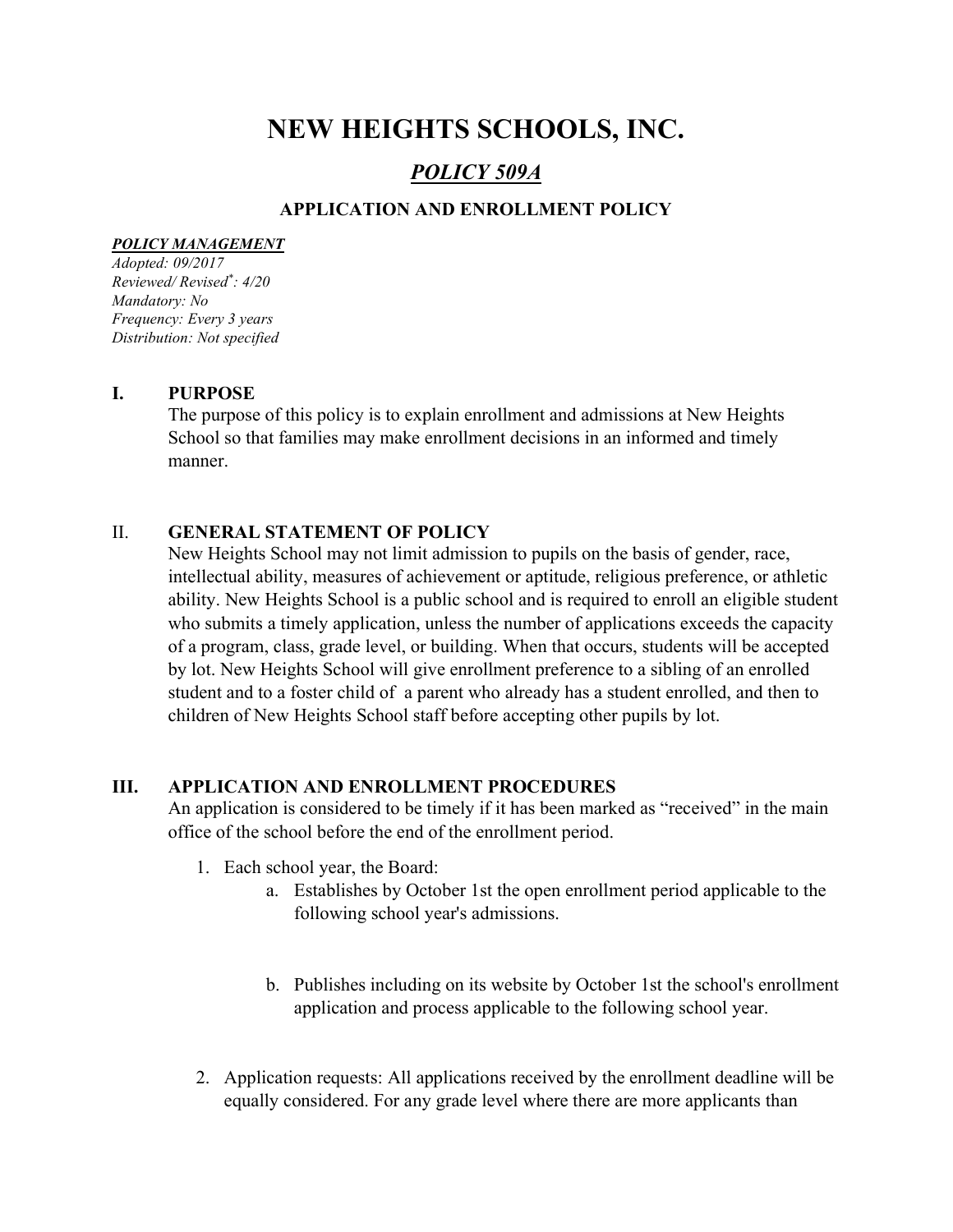# NEW HEIGHTS SCHOOLS, INC.

## *POLICY 509A*

### APPLICATION AND ENROLLMENT POLICY

***POLICY MANAGEMENT***

*Adopted: 09/2017*
*Reviewed/ Revised*: 4/20*
*Mandatory: No*
*Frequency: Every 3 years*
*Distribution: Not specified*

## I. PURPOSE

The purpose of this policy is to explain enrollment and admissions at New Heights School so that families may make enrollment decisions in an informed and timely manner.

## II. GENERAL STATEMENT OF POLICY

New Heights School may not limit admission to pupils on the basis of gender, race, intellectual ability, measures of achievement or aptitude, religious preference, or athletic ability. New Heights School is a public school and is required to enroll an eligible student who submits a timely application, unless the number of applications exceeds the capacity of a program, class, grade level, or building. When that occurs, students will be accepted by lot. New Heights School will give enrollment preference to a sibling of an enrolled student and to a foster child of a parent who already has a student enrolled, and then to children of New Heights School staff before accepting other pupils by lot.

## III. APPLICATION AND ENROLLMENT PROCEDURES

An application is considered to be timely if it has been marked as "received" in the main office of the school before the end of the enrollment period.

1. Each school year, the Board:
   a. Establishes by October 1st the open enrollment period applicable to the following school year's admissions.

   b. Publishes including on its website by October 1st the school's enrollment application and process applicable to the following school year.

2. Application requests: All applications received by the enrollment deadline will be equally considered. For any grade level where there are more applicants than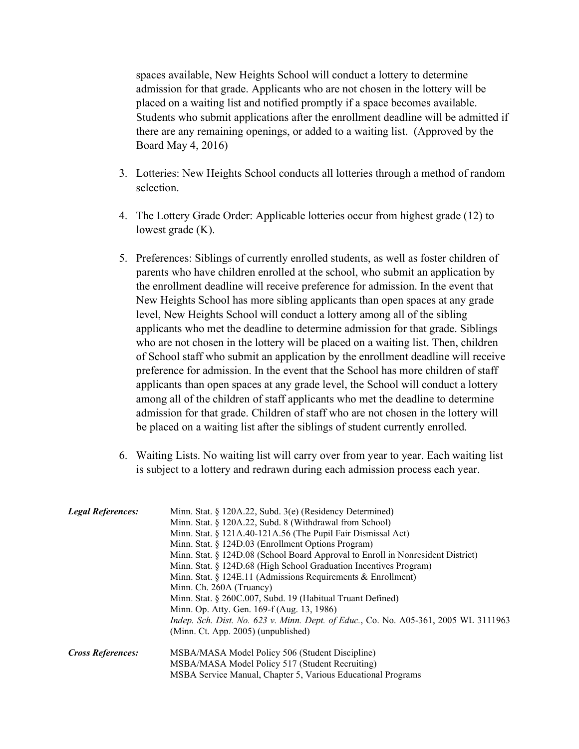spaces available, New Heights School will conduct a lottery to determine admission for that grade. Applicants who are not chosen in the lottery will be placed on a waiting list and notified promptly if a space becomes available. Students who submit applications after the enrollment deadline will be admitted if there are any remaining openings, or added to a waiting list. (Approved by the Board May 4, 2016)

3. Lotteries: New Heights School conducts all lotteries through a method of random selection.

4. The Lottery Grade Order: Applicable lotteries occur from highest grade (12) to lowest grade (K).

5. Preferences: Siblings of currently enrolled students, as well as foster children of parents who have children enrolled at the school, who submit an application by the enrollment deadline will receive preference for admission. In the event that New Heights School has more sibling applicants than open spaces at any grade level, New Heights School will conduct a lottery among all of the sibling applicants who met the deadline to determine admission for that grade. Siblings who are not chosen in the lottery will be placed on a waiting list. Then, children of School staff who submit an application by the enrollment deadline will receive preference for admission. In the event that the School has more children of staff applicants than open spaces at any grade level, the School will conduct a lottery among all of the children of staff applicants who met the deadline to determine admission for that grade. Children of staff who are not chosen in the lottery will be placed on a waiting list after the siblings of student currently enrolled.

6. Waiting Lists. No waiting list will carry over from year to year. Each waiting list is subject to a lottery and redrawn during each admission process each year.

***Legal References:***

Minn. Stat. § 120A.22, Subd. 3(e) (Residency Determined)
Minn. Stat. § 120A.22, Subd. 8 (Withdrawal from School)
Minn. Stat. § 121A.40-121A.56 (The Pupil Fair Dismissal Act)
Minn. Stat. § 124D.03 (Enrollment Options Program)
Minn. Stat. § 124D.08 (School Board Approval to Enroll in Nonresident District)
Minn. Stat. § 124D.68 (High School Graduation Incentives Program)
Minn. Stat. § 124E.11 (Admissions Requirements & Enrollment)
Minn. Ch. 260A (Truancy)
Minn. Stat. § 260C.007, Subd. 19 (Habitual Truant Defined)
Minn. Op. Atty. Gen. 169-f (Aug. 13, 1986)
*Indep. Sch. Dist. No. 623 v. Minn. Dept. of Educ.*, Co. No. A05-361, 2005 WL 3111963 (Minn. Ct. App. 2005) (unpublished)

***Cross References:***

MSBA/MASA Model Policy 506 (Student Discipline)
MSBA/MASA Model Policy 517 (Student Recruiting)
MSBA Service Manual, Chapter 5, Various Educational Programs